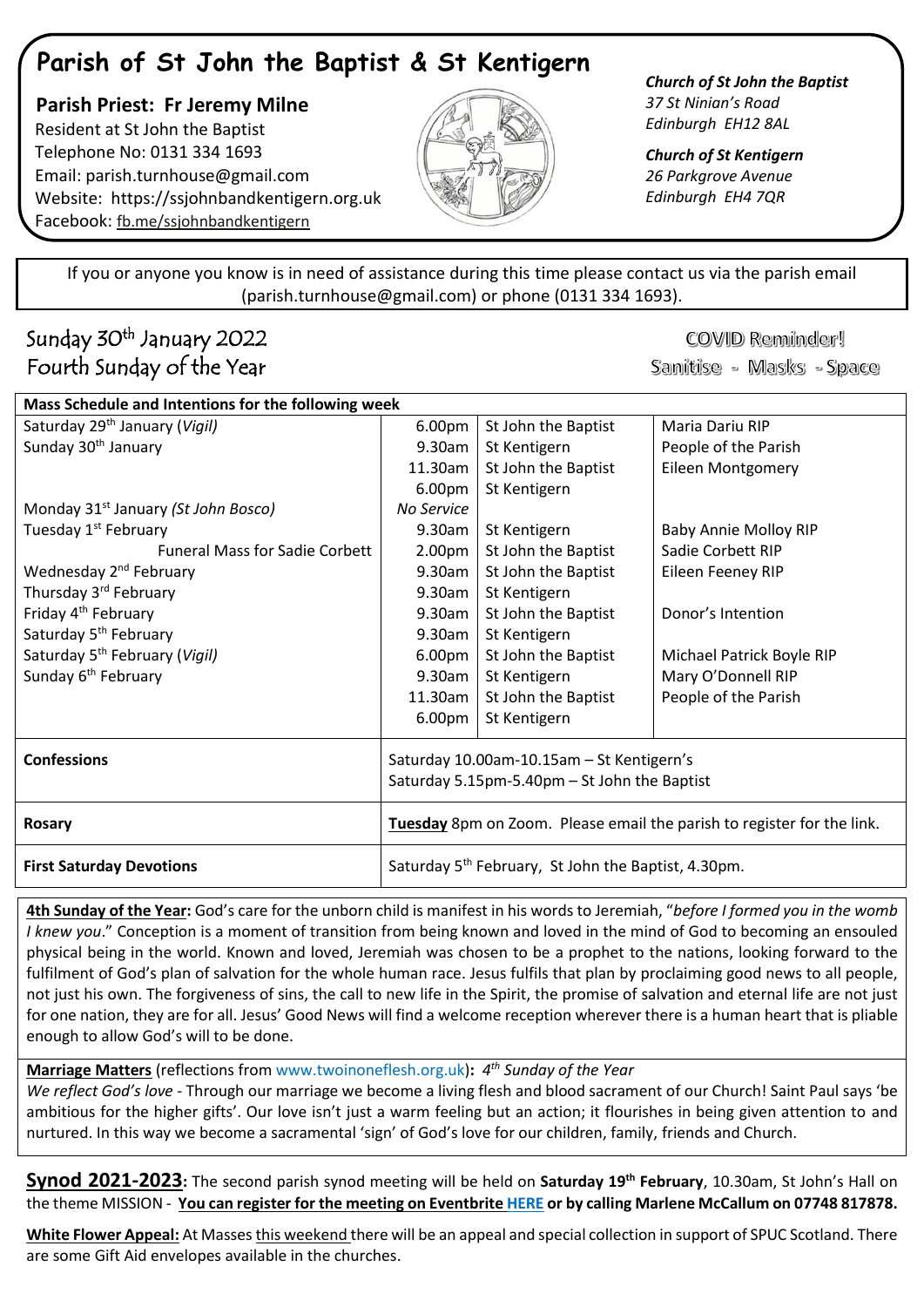# Parish of St John the Baptist & St Kentigern

**Parish Priest: Fr Jeremy Milne**
Resident at St John the Baptist
Telephone No: 0131 334 1693
Email: parish.turnhouse@gmail.com
Website: https://ssjohnbandkentigern.org.uk
Facebook: fb.me/ssjohnbandkentigern

***Church of St John the Baptist***
*37 St Ninian's Road*
*Edinburgh EH12 8AL*

***Church of St Kentigern***
*26 Parkgrove Avenue*
*Edinburgh EH4 7QR*

If you or anyone you know is in need of assistance during this time please contact us via the parish email (parish.turnhouse@gmail.com) or phone (0131 334 1693).

## Sunday 30th January 2022
## Fourth Sunday of the Year

COVID Reminder!
Sanitise - Masks - Space

| Mass Schedule and Intentions for the following week | | | |
|---|---|---|---|
| Saturday 29th January (*Vigil*) | 6.00pm | St John the Baptist | Maria Dariu RIP |
| Sunday 30th January | 9.30am | St Kentigern | People of the Parish |
| | 11.30am | St John the Baptist | Eileen Montgomery |
| | 6.00pm | St Kentigern | |
| Monday 31st January (*St John Bosco*) | *No Service* | | |
| Tuesday 1st February | 9.30am | St Kentigern | Baby Annie Molloy RIP |
| Funeral Mass for Sadie Corbett | 2.00pm | St John the Baptist | Sadie Corbett RIP |
| Wednesday 2nd February | 9.30am | St John the Baptist | Eileen Feeney RIP |
| Thursday 3rd February | 9.30am | St Kentigern | |
| Friday 4th February | 9.30am | St John the Baptist | Donor's Intention |
| Saturday 5th February | 9.30am | St Kentigern | |
| Saturday 5th February (*Vigil*) | 6.00pm | St John the Baptist | Michael Patrick Boyle RIP |
| Sunday 6th February | 9.30am | St Kentigern | Mary O'Donnell RIP |
| | 11.30am | St John the Baptist | People of the Parish |
| | 6.00pm | St Kentigern | |
| **Confessions** | Saturday 10.00am-10.15am – St Kentigern's<br>Saturday 5.15pm-5.40pm – St John the Baptist | | |
| **Rosary** | **Tuesday** 8pm on Zoom. Please email the parish to register for the link. | | |
| **First Saturday Devotions** | Saturday 5th February, St John the Baptist, 4.30pm. | | |

**4th Sunday of the Year:** God's care for the unborn child is manifest in his words to Jeremiah, "*before I formed you in the womb I knew you*." Conception is a moment of transition from being known and loved in the mind of God to becoming an ensouled physical being in the world. Known and loved, Jeremiah was chosen to be a prophet to the nations, looking forward to the fulfilment of God's plan of salvation for the whole human race. Jesus fulfils that plan by proclaiming good news to all people, not just his own. The forgiveness of sins, the call to new life in the Spirit, the promise of salvation and eternal life are not just for one nation, they are for all. Jesus' Good News will find a welcome reception wherever there is a human heart that is pliable enough to allow God's will to be done.

**Marriage Matters** (reflections from www.twoinoneflesh.org.uk)**:** *4th Sunday of the Year*
*We reflect God's love* - Through our marriage we become a living flesh and blood sacrament of our Church! Saint Paul says 'be ambitious for the higher gifts'. Our love isn't just a warm feeling but an action; it flourishes in being given attention to and nurtured. In this way we become a sacramental 'sign' of God's love for our children, family, friends and Church.

**Synod 2021-2023:** The second parish synod meeting will be held on **Saturday 19th February**, 10.30am, St John's Hall on the theme MISSION - **You can register for the meeting on Eventbrite HERE or by calling Marlene McCallum on 07748 817878.**

**White Flower Appeal:** At Masses this weekend there will be an appeal and special collection in support of SPUC Scotland. There are some Gift Aid envelopes available in the churches.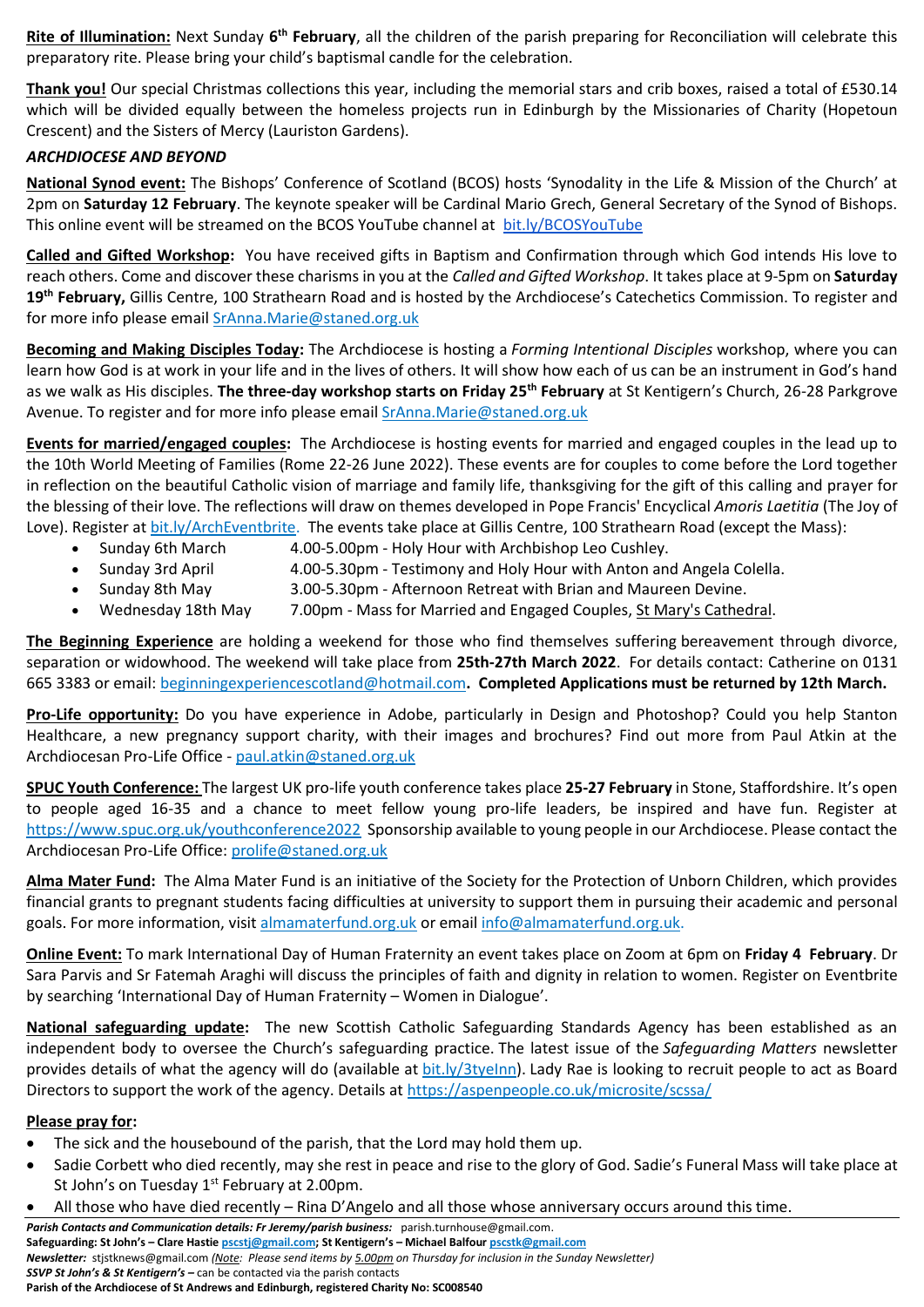**Rite of Illumination:** Next Sunday **6th February**, all the children of the parish preparing for Reconciliation will celebrate this preparatory rite. Please bring your child's baptismal candle for the celebration.

**Thank you!** Our special Christmas collections this year, including the memorial stars and crib boxes, raised a total of £530.14 which will be divided equally between the homeless projects run in Edinburgh by the Missionaries of Charity (Hopetoun Crescent) and the Sisters of Mercy (Lauriston Gardens).

***ARCHDIOCESE AND BEYOND***

**National Synod event:** The Bishops' Conference of Scotland (BCOS) hosts 'Synodality in the Life & Mission of the Church' at 2pm on **Saturday 12 February**. The keynote speaker will be Cardinal Mario Grech, General Secretary of the Synod of Bishops. This online event will be streamed on the BCOS YouTube channel at bit.ly/BCOSYouTube

**Called and Gifted Workshop:** You have received gifts in Baptism and Confirmation through which God intends His love to reach others. Come and discover these charisms in you at the *Called and Gifted Workshop*. It takes place at 9-5pm on **Saturday 19th February,** Gillis Centre, 100 Strathearn Road and is hosted by the Archdiocese's Catechetics Commission. To register and for more info please email SrAnna.Marie@staned.org.uk

**Becoming and Making Disciples Today:** The Archdiocese is hosting a *Forming Intentional Disciples* workshop, where you can learn how God is at work in your life and in the lives of others. It will show how each of us can be an instrument in God's hand as we wast as His disciples. **The three-day workshop starts on Friday 25th February** at St Kentigern's Church, 26-28 Parkgrove Avenue. To register and for more info please email SrAnna.Marie@staned.org.uk

**Events for married/engaged couples:** The Archdiocese is hosting events for married and engaged couples in the lead up to the 10th World Meeting of Families (Rome 22-26 June 2022). These events are for couples to come before the Lord together in reflection on the beautiful Catholic vision of marriage and family life, thanksgiving for the gift of this calling and prayer for the blessing of their love. The reflections will draw on themes developed in Pope Francis' Encyclical *Amoris Laetitia* (The Joy of Love). Register at bit.ly/ArchEventbrite. The events take place at Gillis Centre, 100 Strathearn Road (except the Mass):

- Sunday 6th March 4.00-5.00pm - Holy Hour with Archbishop Leo Cushley.
- Sunday 3rd April 4.00-5.30pm - Testimony and Holy Hour with Anton and Angela Colella.
- Sunday 8th May 3.00-5.30pm - Afternoon Retreat with Brian and Maureen Devine.
- Wednesday 18th May 7.00pm - Mass for Married and Engaged Couples, St Mary's Cathedral.

**The Beginning Experience** are holding a weekend for those who find themselves suffering bereavement through divorce, separation or widowhood. The weekend will take place from **25th-27th March 2022**. For details contact: Catherine on 0131 665 3383 or email: beginningexperiencescotland@hotmail.com**. Completed Applications must be returned by 12th March.**

**Pro-Life opportunity:** Do you have experience in Adobe, particularly in Design and Photoshop? Could you help Stanton Healthcare, a new pregnancy support charity, with their images and brochures? Find out more from Paul Atkin at the Archdiocesan Pro-Life Office - paul.atkin@staned.org.uk

**SPUC Youth Conference:** The largest UK pro-life youth conference takes place **25-27 February** in Stone, Staffordshire. It's open to people aged 16-35 and a chance to meet fellow young pro-life leaders, be inspired and have fun. Register at https://www.spuc.org.uk/youthconference2022 Sponsorship available to young people in our Archdiocese. Please contact the Archdiocesan Pro-Life Office: prolife@staned.org.uk

**Alma Mater Fund:** The Alma Mater Fund is an initiative of the Society for the Protection of Unborn Children, which provides financial grants to pregnant students facing difficulties at university to support them in pursuing their academic and personal goals. For more information, visit almamaterfund.org.uk or email info@almamaterfund.org.uk.

**Online Event:** To mark International Day of Human Fraternity an event takes place on Zoom at 6pm on **Friday 4 February**. Dr Sara Parvis and Sr Fatemah Araghi will discuss the principles of faith and dignity in relation to women. Register on Eventbrite by searching 'International Day of Human Fraternity – Women in Dialogue'.

**National safeguarding update:** The new Scottish Catholic Safeguarding Standards Agency has been established as an independent body to oversee the Church's safeguarding practice. The latest issue of the *Safeguarding Matters* newsletter provides details of what the agency will do (available at bit.ly/3tyeInn). Lady Rae is looking to recruit people to act as Board Directors to support the work of the agency. Details at https://aspenpeople.co.uk/microsite/scssa/

**Please pray for:**

- The sick and the housebound of the parish, that the Lord may hold them up.
- Sadie Corbett who died recently, may she rest in peace and rise to the glory of God. Sadie's Funeral Mass will take place at St John's on Tuesday 1st February at 2.00pm.
- All those who have died recently – Rina D'Angelo and all those whose anniversary occurs around this time.

***Parish Contacts and Communication details: Fr Jeremy/parish business:*** parish.turnhouse@gmail.com.
**Safeguarding: St John's – Clare Hastie pscstj@gmail.com; St Kentigern's – Michael Balfour pscstk@gmail.com**
***Newsletter:*** stjstknews@gmail.com *(Note: Please send items by 5.00pm on Thursday for inclusion in the Sunday Newsletter)*
***SSVP St John's & St Kentigern's –*** can be contacted via the parish contacts
**Parish of the Archdiocese of St Andrews and Edinburgh, registered Charity No: SC008540**